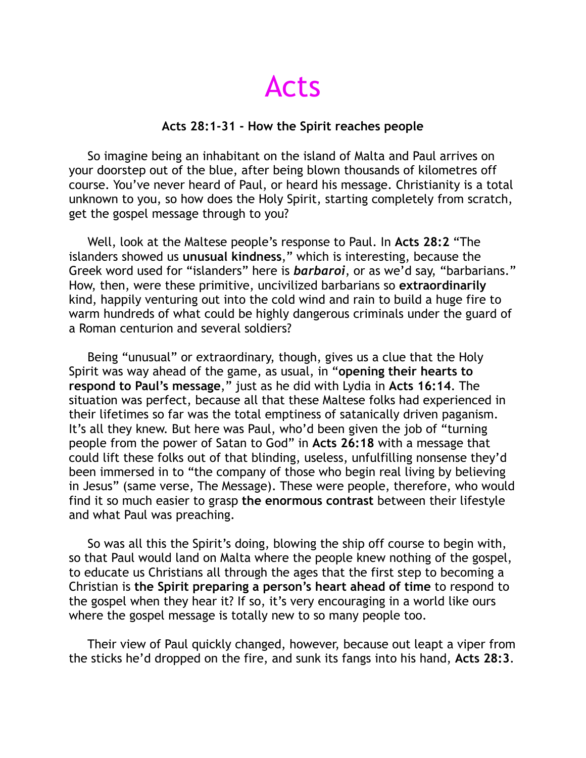# Acts

**Acts 28:1-31 - How the Spirit reaches people**

So imagine being an inhabitant on the island of Malta and Paul arrives on your doorstep out of the blue, after being blown thousands of kilometres off course. You've never heard of Paul, or heard his message. Christianity is a total unknown to you, so how does the Holy Spirit, starting completely from scratch, get the gospel message through to you?

Well, look at the Maltese people's response to Paul. In **Acts 28:2** "The islanders showed us **unusual kindness**," which is interesting, because the Greek word used for "islanders" here is ***barbaroi***, or as we'd say, "barbarians." How, then, were these primitive, uncivilized barbarians so **extraordinarily** kind, happily venturing out into the cold wind and rain to build a huge fire to warm hundreds of what could be highly dangerous criminals under the guard of a Roman centurion and several soldiers?

Being "unusual" or extraordinary, though, gives us a clue that the Holy Spirit was way ahead of the game, as usual, in "**opening their hearts to respond to Paul's message**," just as he did with Lydia in **Acts 16:14**. The situation was perfect, because all that these Maltese folks had experienced in their lifetimes so far was the total emptiness of satanically driven paganism. It's all they knew. But here was Paul, who'd been given the job of "turning people from the power of Satan to God" in **Acts 26:18** with a message that could lift these folks out of that blinding, useless, unfulfilling nonsense they'd been immersed in to "the company of those who begin real living by believing in Jesus" (same verse, The Message). These were people, therefore, who would find it so much easier to grasp **the enormous contrast** between their lifestyle and what Paul was preaching.

So was all this the Spirit's doing, blowing the ship off course to begin with, so that Paul would land on Malta where the people knew nothing of the gospel, to educate us Christians all through the ages that the first step to becoming a Christian is **the Spirit preparing a person's heart ahead of time** to respond to the gospel when they hear it? If so, it's very encouraging in a world like ours where the gospel message is totally new to so many people too.

Their view of Paul quickly changed, however, because out leapt a viper from the sticks he'd dropped on the fire, and sunk its fangs into his hand, **Acts 28:3**.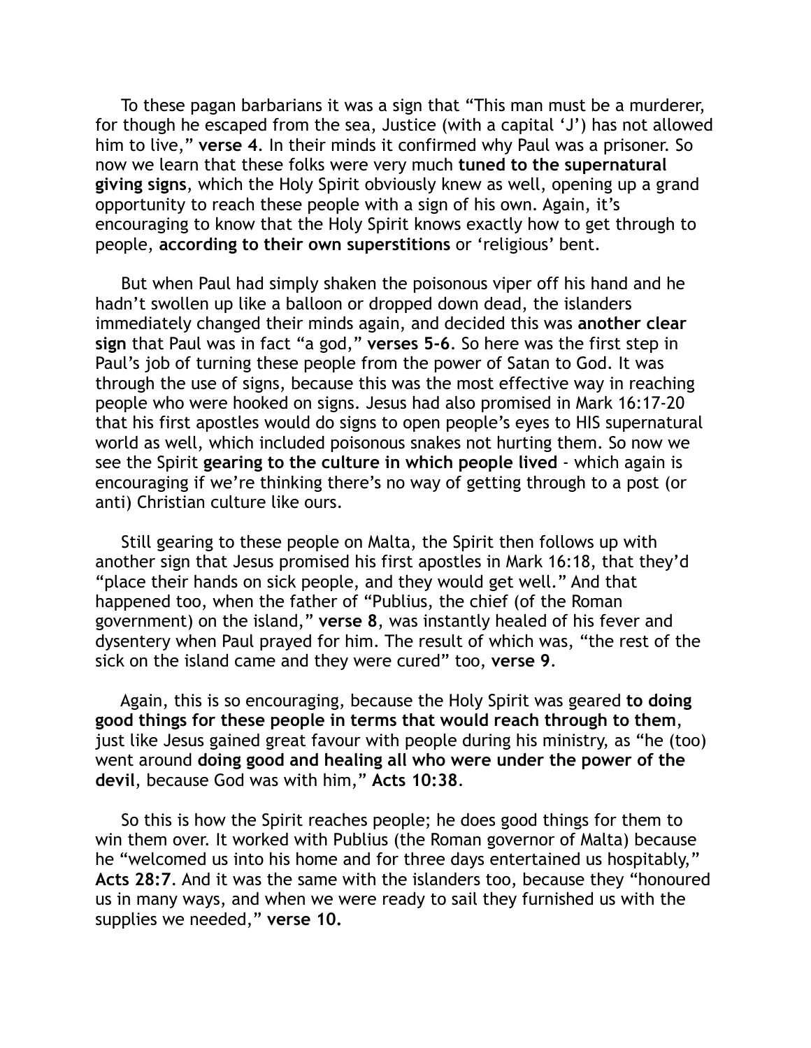To these pagan barbarians it was a sign that "This man must be a murderer, for though he escaped from the sea, Justice (with a capital 'J') has not allowed him to live," **verse 4**. In their minds it confirmed why Paul was a prisoner. So now we learn that these folks were very much **tuned to the supernatural giving signs**, which the Holy Spirit obviously knew as well, opening up a grand opportunity to reach these people with a sign of his own. Again, it's encouraging to know that the Holy Spirit knows exactly how to get through to people, **according to their own superstitions** or 'religious' bent.

But when Paul had simply shaken the poisonous viper off his hand and he hadn't swollen up like a balloon or dropped down dead, the islanders immediately changed their minds again, and decided this was **another clear sign** that Paul was in fact "a god," **verses 5-6**. So here was the first step in Paul's job of turning these people from the power of Satan to God. It was through the use of signs, because this was the most effective way in reaching people who were hooked on signs. Jesus had also promised in Mark 16:17-20 that his first apostles would do signs to open people's eyes to HIS supernatural world as well, which included poisonous snakes not hurting them. So now we see the Spirit **gearing to the culture in which people lived** - which again is encouraging if we're thinking there's no way of getting through to a post (or anti) Christian culture like ours.

Still gearing to these people on Malta, the Spirit then follows up with another sign that Jesus promised his first apostles in Mark 16:18, that they'd "place their hands on sick people, and they would get well." And that happened too, when the father of "Publius, the chief (of the Roman government) on the island," **verse 8**, was instantly healed of his fever and dysentery when Paul prayed for him. The result of which was, "the rest of the sick on the island came and they were cured" too, **verse 9**.

Again, this is so encouraging, because the Holy Spirit was geared **to doing good things for these people in terms that would reach through to them**, just like Jesus gained great favour with people during his ministry, as "he (too) went around **doing good and healing all who were under the power of the devil**, because God was with him," **Acts 10:38**.

So this is how the Spirit reaches people; he does good things for them to win them over. It worked with Publius (the Roman governor of Malta) because he "welcomed us into his home and for three days entertained us hospitably," **Acts 28:7**. And it was the same with the islanders too, because they "honoured us in many ways, and when we were ready to sail they furnished us with the supplies we needed," **verse 10.**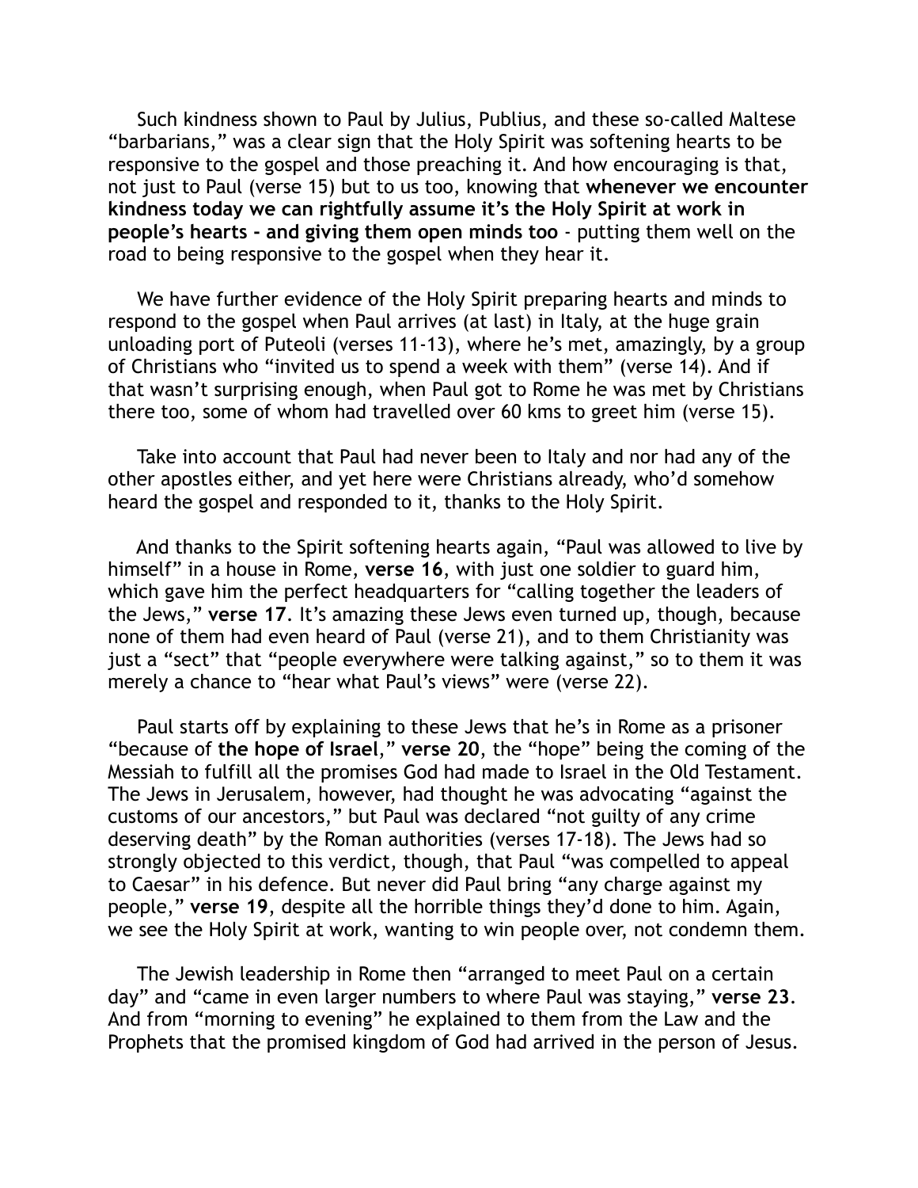Such kindness shown to Paul by Julius, Publius, and these so-called Maltese "barbarians," was a clear sign that the Holy Spirit was softening hearts to be responsive to the gospel and those preaching it. And how encouraging is that, not just to Paul (verse 15) but to us too, knowing that **whenever we encounter kindness today we can rightfully assume it's the Holy Spirit at work in people's hearts - and giving them open minds too** - putting them well on the road to being responsive to the gospel when they hear it.

We have further evidence of the Holy Spirit preparing hearts and minds to respond to the gospel when Paul arrives (at last) in Italy, at the huge grain unloading port of Puteoli (verses 11-13), where he's met, amazingly, by a group of Christians who "invited us to spend a week with them" (verse 14). And if that wasn't surprising enough, when Paul got to Rome he was met by Christians there too, some of whom had travelled over 60 kms to greet him (verse 15).

Take into account that Paul had never been to Italy and nor had any of the other apostles either, and yet here were Christians already, who'd somehow heard the gospel and responded to it, thanks to the Holy Spirit.

And thanks to the Spirit softening hearts again, "Paul was allowed to live by himself" in a house in Rome, **verse 16**, with just one soldier to guard him, which gave him the perfect headquarters for "calling together the leaders of the Jews," **verse 17**. It's amazing these Jews even turned up, though, because none of them had even heard of Paul (verse 21), and to them Christianity was just a "sect" that "people everywhere were talking against," so to them it was merely a chance to "hear what Paul's views" were (verse 22).

Paul starts off by explaining to these Jews that he's in Rome as a prisoner "because of **the hope of Israel**," **verse 20**, the "hope" being the coming of the Messiah to fulfill all the promises God had made to Israel in the Old Testament. The Jews in Jerusalem, however, had thought he was advocating "against the customs of our ancestors," but Paul was declared "not guilty of any crime deserving death" by the Roman authorities (verses 17-18). The Jews had so strongly objected to this verdict, though, that Paul "was compelled to appeal to Caesar" in his defence. But never did Paul bring "any charge against my people," **verse 19**, despite all the horrible things they'd done to him. Again, we see the Holy Spirit at work, wanting to win people over, not condemn them.

The Jewish leadership in Rome then "arranged to meet Paul on a certain day" and "came in even larger numbers to where Paul was staying," **verse 23**. And from "morning to evening" he explained to them from the Law and the Prophets that the promised kingdom of God had arrived in the person of Jesus.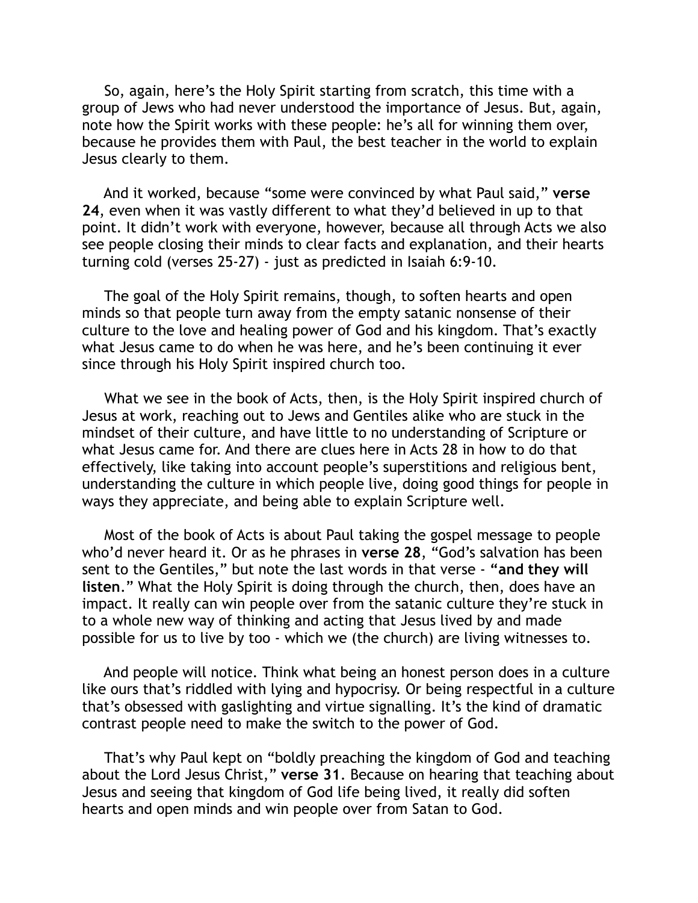So, again, here's the Holy Spirit starting from scratch, this time with a group of Jews who had never understood the importance of Jesus. But, again, note how the Spirit works with these people: he's all for winning them over, because he provides them with Paul, the best teacher in the world to explain Jesus clearly to them.

And it worked, because "some were convinced by what Paul said," **verse 24**, even when it was vastly different to what they'd believed in up to that point. It didn't work with everyone, however, because all through Acts we also see people closing their minds to clear facts and explanation, and their hearts turning cold (verses 25-27) - just as predicted in Isaiah 6:9-10.

The goal of the Holy Spirit remains, though, to soften hearts and open minds so that people turn away from the empty satanic nonsense of their culture to the love and healing power of God and his kingdom. That's exactly what Jesus came to do when he was here, and he's been continuing it ever since through his Holy Spirit inspired church too.

What we see in the book of Acts, then, is the Holy Spirit inspired church of Jesus at work, reaching out to Jews and Gentiles alike who are stuck in the mindset of their culture, and have little to no understanding of Scripture or what Jesus came for. And there are clues here in Acts 28 in how to do that effectively, like taking into account people's superstitions and religious bent, understanding the culture in which people live, doing good things for people in ways they appreciate, and being able to explain Scripture well.

Most of the book of Acts is about Paul taking the gospel message to people who'd never heard it. Or as he phrases in **verse 28**, "God's salvation has been sent to the Gentiles," but note the last words in that verse - **"and they will listen**." What the Holy Spirit is doing through the church, then, does have an impact. It really can win people over from the satanic culture they're stuck in to a whole new way of thinking and acting that Jesus lived by and made possible for us to live by too - which we (the church) are living witnesses to.

And people will notice. Think what being an honest person does in a culture like ours that's riddled with lying and hypocrisy. Or being respectful in a culture that's obsessed with gaslighting and virtue signalling. It's the kind of dramatic contrast people need to make the switch to the power of God.

That's why Paul kept on "boldly preaching the kingdom of God and teaching about the Lord Jesus Christ," **verse 31**. Because on hearing that teaching about Jesus and seeing that kingdom of God life being lived, it really did soften hearts and open minds and win people over from Satan to God.